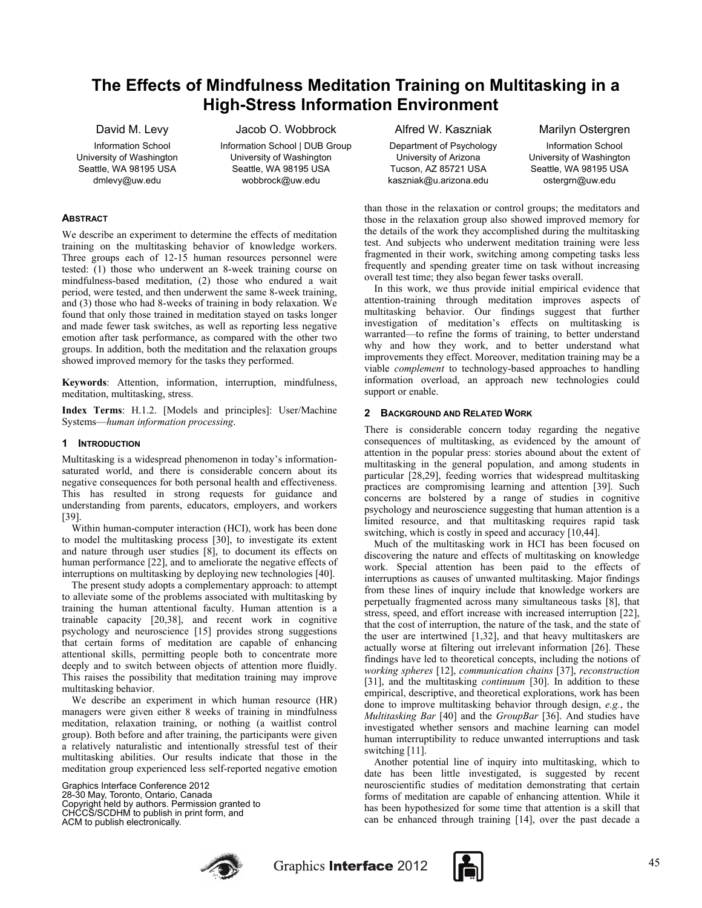# The Effects of Mindfulness Meditation Training on Multitasking in a High-Stress Information Environment

David M. Levy
Information School
University of Washington
Seattle, WA 98195 USA
dmlevy@uw.edu

Jacob O. Wobbrock
Information School | DUB Group
University of Washington
Seattle, WA 98195 USA
wobbrock@uw.edu

Alfred W. Kaszniak
Department of Psychology
University of Arizona
Tucson, AZ 85721 USA
kaszniak@u.arizona.edu

Marilyn Ostergren
Information School
University of Washington
Seattle, WA 98195 USA
ostergrn@uw.edu

### ABSTRACT

We describe an experiment to determine the effects of meditation training on the multitasking behavior of knowledge workers. Three groups each of 12-15 human resources personnel were tested: (1) those who underwent an 8-week training course on mindfulness-based meditation, (2) those who endured a wait period, were tested, and then underwent the same 8-week training, and (3) those who had 8-weeks of training in body relaxation. We found that only those trained in meditation stayed on tasks longer and made fewer task switches, as well as reporting less negative emotion after task performance, as compared with the other two groups. In addition, both the meditation and the relaxation groups showed improved memory for the tasks they performed.

**Keywords**: Attention, information, interruption, mindfulness, meditation, multitasking, stress.

**Index Terms**: H.1.2. [Models and principles]: User/Machine Systems—*human information processing*.

## 1 INTRODUCTION

Multitasking is a widespread phenomenon in today's information-saturated world, and there is considerable concern about its negative consequences for both personal health and effectiveness. This has resulted in strong requests for guidance and understanding from parents, educators, employers, and workers [39].

Within human-computer interaction (HCI), work has been done to model the multitasking process [30], to investigate its extent and nature through user studies [8], to document its effects on human performance [22], and to ameliorate the negative effects of interruptions on multitasking by deploying new technologies [40].

The present study adopts a complementary approach: to attempt to alleviate some of the problems associated with multitasking by training the human attentional faculty. Human attention is a trainable capacity [20,38], and recent work in cognitive psychology and neuroscience [15] provides strong suggestions that certain forms of meditation are capable of enhancing attentional skills, permitting people both to concentrate more deeply and to switch between objects of attention more fluidly. This raises the possibility that meditation training may improve multitasking behavior.

We describe an experiment in which human resource (HR) managers were given either 8 weeks of training in mindfulness meditation, relaxation training, or nothing (a waitlist control group). Both before and after training, the participants were given a relatively naturalistic and intentionally stressful test of their multitasking abilities. Our results indicate that those in the meditation group experienced less self-reported negative emotion than those in the relaxation or control groups; the meditators and those in the relaxation group also showed improved memory for the details of the work they accomplished during the multitasking test. And subjects who underwent meditation training were less fragmented in their work, switching among competing tasks less frequently and spending greater time on task without increasing overall test time; they also began fewer tasks overall.

In this work, we thus provide initial empirical evidence that attention-training through meditation improves aspects of multitasking behavior. Our findings suggest that further investigation of meditation's effects on multitasking is warranted—to refine the forms of training, to better understand why and how they work, and to better understand what improvements they effect. Moreover, meditation training may be a viable *complement* to technology-based approaches to handling information overload, an approach new technologies could support or enable.

Graphics Interface Conference 2012
28-30 May, Toronto, Ontario, Canada
Copyright held by authors. Permission granted to CHCCS/SCDHM to publish in print form, and ACM to publish electronically.

## 2 BACKGROUND AND RELATED WORK

There is considerable concern today regarding the negative consequences of multitasking, as evidenced by the amount of attention in the popular press: stories abound about the extent of multitasking in the general population, and among students in particular [28,29], feeding worries that widespread multitasking practices are compromising learning and attention [39]. Such concerns are bolstered by a range of studies in cognitive psychology and neuroscience suggesting that human attention is a limited resource, and that multitasking requires rapid task switching, which is costly in speed and accuracy [10,44].

Much of the multitasking work in HCI has been focused on discovering the nature and effects of multitasking on knowledge work. Special attention has been paid to the effects of interruptions as causes of unwanted multitasking. Major findings from these lines of inquiry include that knowledge workers are perpetually fragmented across many simultaneous tasks [8], that stress, speed, and effort increase with increased interruption [22], that the cost of interruption, the nature of the task, and the state of the user are intertwined [1,32], and that heavy multitaskers are actually worse at filtering out irrelevant information [26]. These findings have led to theoretical concepts, including the notions of *working spheres* [12], *communication chains* [37], *reconstruction* [31], and the multitasking *continuum* [30]. In addition to these empirical, descriptive, and theoretical explorations, work has been done to improve multitasking behavior through design, *e.g.*, the *Multitasking Bar* [40] and the *GroupBar* [36]. And studies have investigated whether sensors and machine learning can model human interruptibility to reduce unwanted interruptions and task switching [11].

Another potential line of inquiry into multitasking, which to date has been little investigated, is suggested by recent neuroscientific studies of meditation demonstrating that certain forms of meditation are capable of enhancing attention. While it has been hypothesized for some time that attention is a skill that can be enhanced through training [14], over the past decade a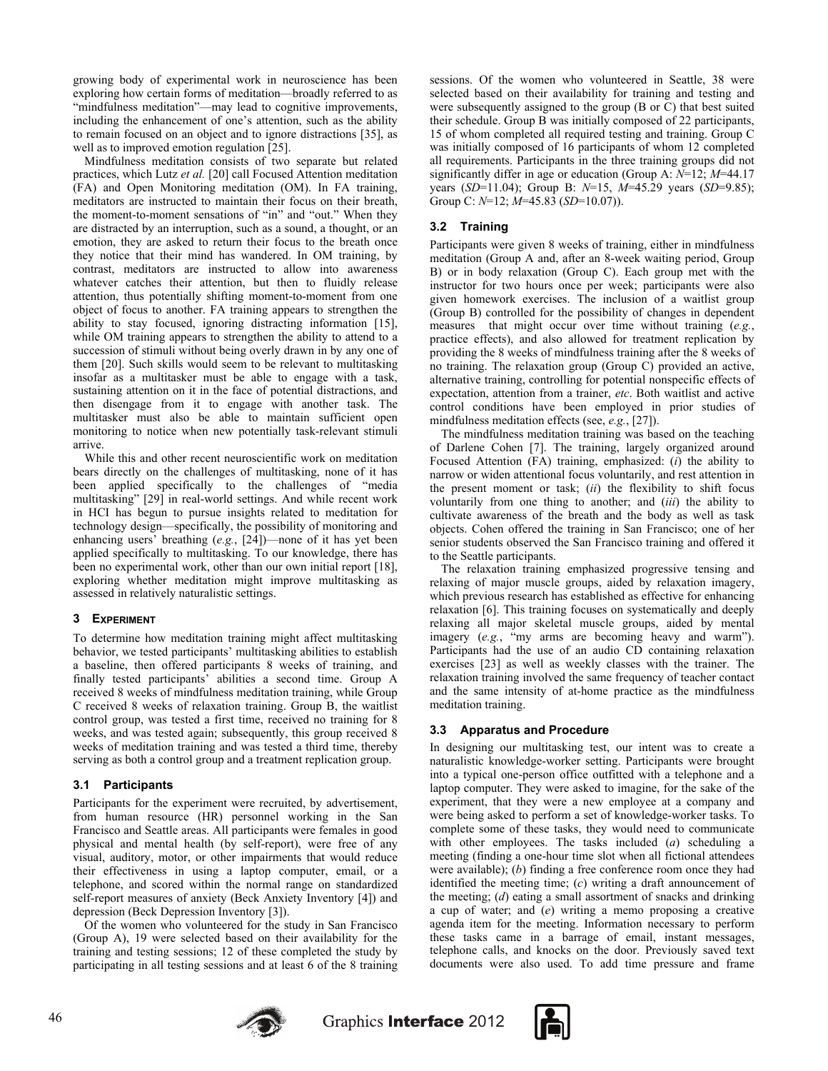growing body of experimental work in neuroscience has been exploring how certain forms of meditation—broadly referred to as "mindfulness meditation"—may lead to cognitive improvements, including the enhancement of one's attention, such as the ability to remain focused on an object and to ignore distractions [35], as well as to improved emotion regulation [25].

Mindfulness meditation consists of two separate but related practices, which Lutz *et al.* [20] call Focused Attention meditation (FA) and Open Monitoring meditation (OM). In FA training, meditators are instructed to maintain their focus on their breath, the moment-to-moment sensations of "in" and "out." When they are distracted by an interruption, such as a sound, a thought, or an emotion, they are asked to return their focus to the breath once they notice that their mind has wandered. In OM training, by contrast, meditators are instructed to allow into awareness whatever catches their attention, but then to fluidly release attention, thus potentially shifting moment-to-moment from one object of focus to another. FA training appears to strengthen the ability to stay focused, ignoring distracting information [15], while OM training appears to strengthen the ability to attend to a succession of stimuli without being overly drawn in by any one of them [20]. Such skills would seem to be relevant to multitasking insofar as a multitasker must be able to engage with a task, sustaining attention on it in the face of potential distractions, and then disengage from it to engage with another task. The multitasker must also be able to maintain sufficient open monitoring to notice when new potentially task-relevant stimuli arrive.

While this and other recent neuroscientific work on meditation bears directly on the challenges of multitasking, none of it has been applied specifically to the challenges of "media multitasking" [29] in real-world settings. And while recent work in HCI has begun to pursue insights related to meditation for technology design—specifically, the possibility of monitoring and enhancing users' breathing (*e.g.*, [24])—none of it has yet been applied specifically to multitasking. To our knowledge, there has been no experimental work, other than our own initial report [18], exploring whether meditation might improve multitasking as assessed in relatively naturalistic settings.

## 3 Experiment

To determine how meditation training might affect multitasking behavior, we tested participants' multitasking abilities to establish a baseline, then offered participants 8 weeks of training, and finally tested participants' abilities a second time. Group A received 8 weeks of mindfulness meditation training, while Group C received 8 weeks of relaxation training. Group B, the waitlist control group, was tested a first time, received no training for 8 weeks, and was tested again; subsequently, this group received 8 weeks of meditation training and was tested a third time, thereby serving as both a control group and a treatment replication group.

### 3.1 Participants

Participants for the experiment were recruited, by advertisement, from human resource (HR) personnel working in the San Francisco and Seattle areas. All participants were females in good physical and mental health (by self-report), were free of any visual, auditory, motor, or other impairments that would reduce their effectiveness in using a laptop computer, email, or a telephone, and scored within the normal range on standardized self-report measures of anxiety (Beck Anxiety Inventory [4]) and depression (Beck Depression Inventory [3]).

Of the women who volunteered for the study in San Francisco (Group A), 19 were selected based on their availability for the training and testing sessions; 12 of these completed the study by participating in all testing sessions and at least 6 of the 8 training sessions. Of the women who volunteered in Seattle, 38 were selected based on their availability for training and testing and were subsequently assigned to the group (B or C) that best suited their schedule. Group B was initially composed of 22 participants, 15 of whom completed all required testing and training. Group C was initially composed of 16 participants of whom 12 completed all requirements. Participants in the three training groups did not significantly differ in age or education (Group A: $N$=12; $M$=44.17 years ($SD$=11.04); Group B: $N$=15, $M$=45.29 years ($SD$=9.85); Group C: $N$=12; $M$=45.83 ($SD$=10.07)).

### 3.2 Training

Participants were given 8 weeks of training, either in mindfulness meditation (Group A and, after an 8-week waiting period, Group B) or in body relaxation (Group C). Each group met with the instructor for two hours once per week; participants were also given homework exercises. The inclusion of a waitlist group (Group B) controlled for the possibility of changes in dependent measures that might occur over time without training (*e.g.*, practice effects), and also allowed for treatment replication by providing the 8 weeks of mindfulness training after the 8 weeks of no training. The relaxation group (Group C) provided an active, alternative training, controlling for potential nonspecific effects of expectation, attention from a trainer, *etc*. Both waitlist and active control conditions have been employed in prior studies of mindfulness meditation effects (see, *e.g.*, [27]).

The mindfulness meditation training was based on the teaching of Darlene Cohen [7]. The training, largely organized around Focused Attention (FA) training, emphasized: (*i*) the ability to narrow or widen attentional focus voluntarily, and rest attention in the present moment or task; (*ii*) the flexibility to shift focus voluntarily from one thing to another; and (*iii*) the ability to cultivate awareness of the breath and the body as well as task objects. Cohen offered the training in San Francisco; one of her senior students observed the San Francisco training and offered it to the Seattle participants.

The relaxation training emphasized progressive tensing and relaxing of major muscle groups, aided by relaxation imagery, which previous research has established as effective for enhancing relaxation [6]. This training focuses on systematically and deeply relaxing all major skeletal muscle groups, aided by mental imagery (*e.g.*, "my arms are becoming heavy and warm"). Participants had the use of an audio CD containing relaxation exercises [23] as well as weekly classes with the trainer. The relaxation training involved the same frequency of teacher contact and the same intensity of at-home practice as the mindfulness meditation training.

### 3.3 Apparatus and Procedure

In designing our multitasking test, our intent was to create a naturalistic knowledge-worker setting. Participants were brought into a typical one-person office outfitted with a telephone and a laptop computer. They were asked to imagine, for the sake of the experiment, that they were a new employee at a company and were being asked to perform a set of knowledge-worker tasks. To complete some of these tasks, they would need to communicate with other employees. The tasks included (*a*) scheduling a meeting (finding a one-hour time slot when all fictional attendees were available); (*b*) finding a free conference room once they had identified the meeting time; (*c*) writing a draft announcement of the meeting; (*d*) eating a small assortment of snacks and drinking a cup of water; and (*e*) writing a memo proposing a creative agenda item for the meeting. Information necessary to perform these tasks came in a barrage of email, instant messages, telephone calls, and knocks on the door. Previously saved text documents were also used. To add time pressure and frame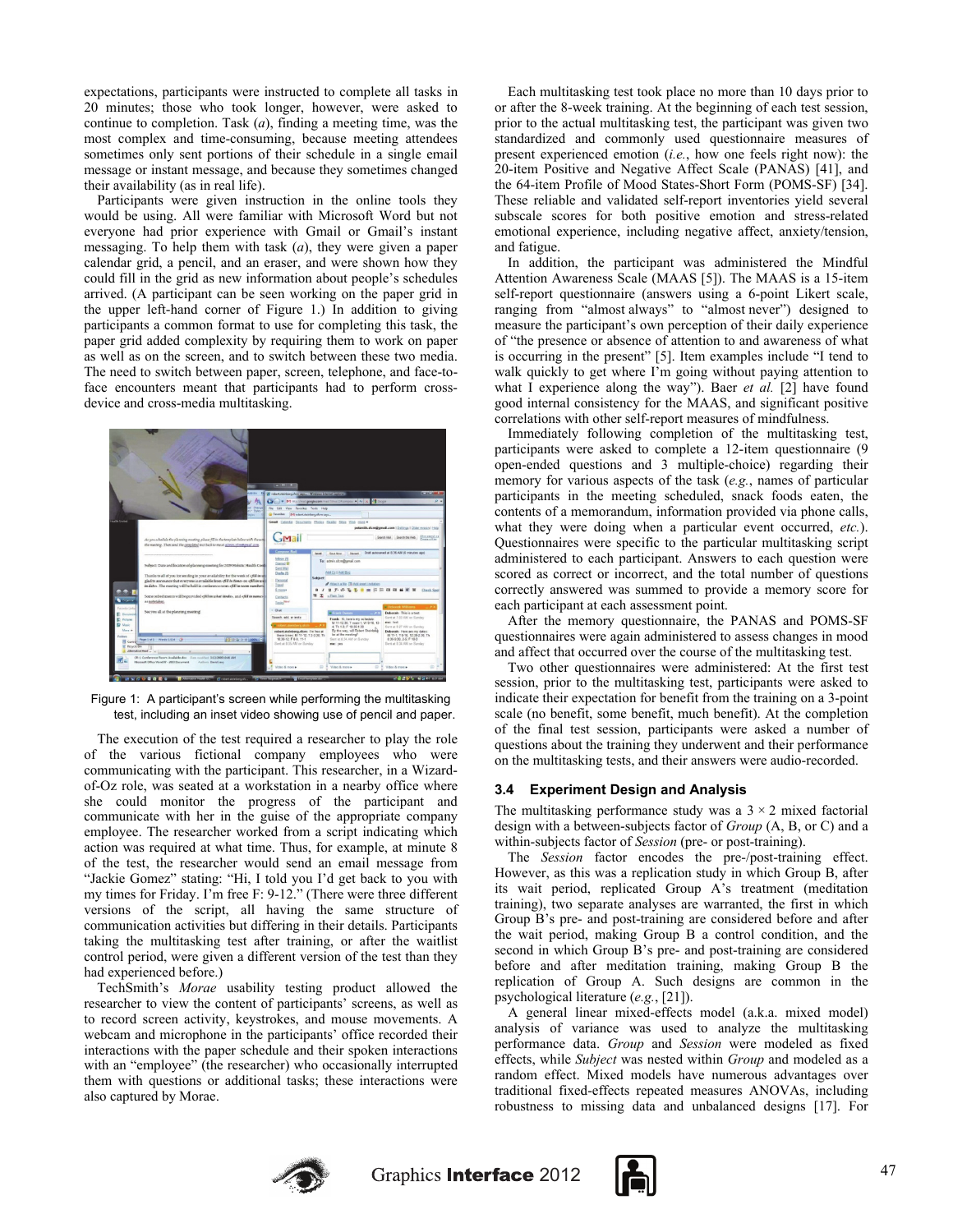expectations, participants were instructed to complete all tasks in 20 minutes; those who took longer, however, were asked to continue to completion. Task (*a*), finding a meeting time, was the most complex and time-consuming, because meeting attendees sometimes only sent portions of their schedule in a single email message or instant message, and because they sometimes changed their availability (as in real life).

Participants were given instruction in the online tools they would be using. All were familiar with Microsoft Word but not everyone had prior experience with Gmail or Gmail's instant messaging. To help them with task (*a*), they were given a paper calendar grid, a pencil, and an eraser, and were shown how they could fill in the grid as new information about people's schedules arrived. (A participant can be seen working on the paper grid in the upper left-hand corner of Figure 1.) In addition to giving participants a common format to use for completing this task, the paper grid added complexity by requiring them to work on paper as well as on the screen, and to switch between these two media. The need to switch between paper, screen, telephone, and face-to-face encounters meant that participants had to perform cross-device and cross-media multitasking.

Figure 1: A participant's screen while performing the multitasking test, including an inset video showing use of pencil and paper.

The execution of the test required a researcher to play the role of the various fictional company employees who were communicating with the participant. This researcher, in a Wizard-of-Oz role, was seated at a workstation in a nearby office where she could monitor the progress of the participant and communicate with her in the guise of the appropriate company employee. The researcher worked from a script indicating which action was required at what time. Thus, for example, at minute 8 of the test, the researcher would send an email message from "Jackie Gomez" stating: "Hi, I told you I'd get back to you with my times for Friday. I'm free F: 9-12." (There were three different versions of the script, all having the same structure of communication activities but differing in their details. Participants taking the multitasking test after training, or after the waitlist control period, were given a different version of the test than they had experienced before.)

TechSmith's *Morae* usability testing product allowed the researcher to view the content of participants' screens, as well as to record screen activity, keystrokes, and mouse movements. A webcam and microphone in the participants' office recorded their interactions with the paper schedule and their spoken interactions with an "employee" (the researcher) who occasionally interrupted them with questions or additional tasks; these interactions were also captured by Morae.

Each multitasking test took place no more than 10 days prior to or after the 8-week training. At the beginning of each test session, prior to the actual multitasking test, the participant was given two standardized and commonly used questionnaire measures of present experienced emotion (*i.e.*, how one feels right now): the 20-item Positive and Negative Affect Scale (PANAS) [41], and the 64-item Profile of Mood States-Short Form (POMS-SF) [34]. These reliable and validated self-report inventories yield several subscale scores for both positive emotion and stress-related emotional experience, including negative affect, anxiety/tension, and fatigue.

In addition, the participant was administered the Mindful Attention Awareness Scale (MAAS [5]). The MAAS is a 15-item self-report questionnaire (answers using a 6-point Likert scale, ranging from "almost always" to "almost never") designed to measure the participant's own perception of their daily experience of "the presence or absence of attention to and awareness of what is occurring in the present" [5]. Item examples include "I tend to walk quickly to get where I'm going without paying attention to what I experience along the way"). Baer *et al.* [2] have found good internal consistency for the MAAS, and significant positive correlations with other self-report measures of mindfulness.

Immediately following completion of the multitasking test, participants were asked to complete a 12-item questionnaire (9 open-ended questions and 3 multiple-choice) regarding their memory for various aspects of the task (*e.g.*, names of particular participants in the meeting scheduled, snack foods eaten, the contents of a memorandum, information provided via phone calls, what they were doing when a particular event occurred, *etc.*). Questionnaires were specific to the particular multitasking script administered to each participant. Answers to each question were scored as correct or incorrect, and the total number of questions correctly answered was summed to provide a memory score for each participant at each assessment point.

After the memory questionnaire, the PANAS and POMS-SF questionnaires were again administered to assess changes in mood and affect that occurred over the course of the multitasking test.

Two other questionnaires were administered: At the first test session, prior to the multitasking test, participants were asked to indicate their expectation for benefit from the training on a 3-point scale (no benefit, some benefit, much benefit). At the completion of the final test session, participants were asked a number of questions about the training they underwent and their performance on the multitasking tests, and their answers were audio-recorded.

### 3.4 Experiment Design and Analysis

The multitasking performance study was a $3 \times 2$ mixed factorial design with a between-subjects factor of *Group* (A, B, or C) and a within-subjects factor of *Session* (pre- or post-training).

The *Session* factor encodes the pre-/post-training effect. However, as this was a replication study in which Group B, after its wait period, replicated Group A's treatment (meditation training), two separate analyses are warranted, the first in which Group B's pre- and post-training are considered before and after the wait period, making Group B a control condition, and the second in which Group B's pre- and post-training are considered before and after meditation training, making Group B the replication of Group A. Such designs are common in the psychological literature (*e.g.*, [21]).

A general linear mixed-effects model (a.k.a. mixed model) analysis of variance was used to analyze the multitasking performance data. *Group* and *Session* were modeled as fixed effects, while *Subject* was nested within *Group* and modeled as a random effect. Mixed models have numerous advantages over traditional fixed-effects repeated measures ANOVAs, including robustness to missing data and unbalanced designs [17]. For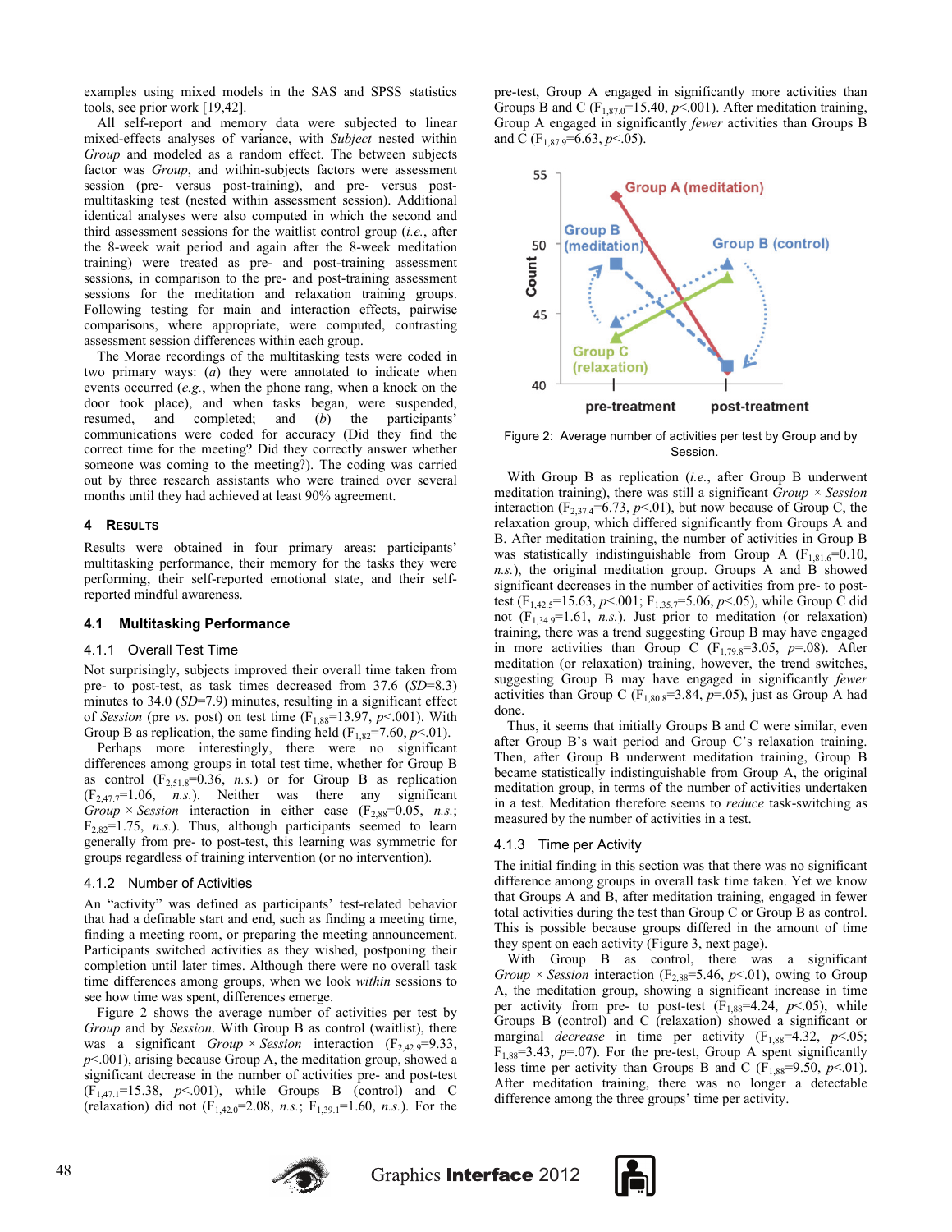examples using mixed models in the SAS and SPSS statistics tools, see prior work [19,42].

All self-report and memory data were subjected to linear mixed-effects analyses of variance, with *Subject* nested within *Group* and modeled as a random effect. The between subjects factor was *Group*, and within-subjects factors were assessment session (pre- versus post-training), and pre- versus post-multitasking test (nested within assessment session). Additional identical analyses were also computed in which the second and third assessment sessions for the waitlist control group (*i.e.*, after the 8-week wait period and again after the 8-week meditation training) were treated as pre- and post-training assessment sessions, in comparison to the pre- and post-training assessment sessions for the meditation and relaxation training groups. Following testing for main and interaction effects, pairwise comparisons, where appropriate, were computed, contrasting assessment session differences within each group.

The Morae recordings of the multitasking tests were coded in two primary ways: (*a*) they were annotated to indicate when events occurred (*e.g.*, when the phone rang, when a knock on the door took place), and when tasks began, were suspended, resumed, and completed; and (*b*) the participants' communications were coded for accuracy (Did they find the correct time for the meeting? Did they correctly answer whether someone was coming to the meeting?). The coding was carried out by three research assistants who were trained over several months until they had achieved at least 90% agreement.

## 4 Results

Results were obtained in four primary areas: participants' multitasking performance, their memory for the tasks they were performing, their self-reported emotional state, and their self-reported mindful awareness.

### 4.1 Multitasking Performance

#### 4.1.1 Overall Test Time

Not surprisingly, subjects improved their overall time taken from pre- to post-test, as task times decreased from 37.6 (*SD*=8.3) minutes to 34.0 (*SD*=7.9) minutes, resulting in a significant effect of *Session* (pre *vs.* post) on test time ($F_{1,88}$=13.97, $p$<.001). With Group B as replication, the same finding held ($F_{1,82}$=7.60, $p$<.01).

Perhaps more interestingly, there were no significant differences among groups in total test time, whether for Group B as control ($F_{2,51.8}$=0.36, *n.s.*) or for Group B as replication ($F_{2,47.7}$=1.06, *n.s.*). Neither was there any significant *Group* × *Session* interaction in either case ($F_{2,88}$=0.05, *n.s.*; $F_{2,82}$=1.75, *n.s.*). Thus, although participants seemed to learn generally from pre- to post-test, this learning was symmetric for groups regardless of training intervention (or no intervention).

#### 4.1.2 Number of Activities

An "activity" was defined as participants' test-related behavior that had a definable start and end, such as finding a meeting time, finding a meeting room, or preparing the meeting announcement. Participants switched activities as they wished, postponing their completion until later times. Although there were no overall task time differences among groups, when we look *within* sessions to see how time was spent, differences emerge.

Figure 2 shows the average number of activities per test by *Group* and by *Session*. With Group B as control (waitlist), there was a significant *Group* × *Session* interaction ($F_{2,42.9}$=9.33, $p$<.001), arising because Group A, the meditation group, showed a significant decrease in the number of activities pre- and post-test ($F_{1,47.1}$=15.38, $p$<.001), while Groups B (control) and C (relaxation) did not ($F_{1,42.0}$=2.08, *n.s.*; $F_{1,39.1}$=1.60, *n.s.*). For the pre-test, Group A engaged in significantly more activities than Groups B and C ($F_{1,87.0}$=15.40, $p$<.001). After meditation training, Group A engaged in significantly *fewer* activities than Groups B and C ($F_{1,87.9}$=6.63, $p$<.05).

Figure 2: Average number of activities per test by Group and by Session.

With Group B as replication (*i.e.*, after Group B underwent meditation training), there was still a significant *Group* × *Session* interaction ($F_{2,37.4}$=6.73, $p$<.01), but now because of Group C, the relaxation group, which differed significantly from Groups A and B. After meditation training, the number of activities in Group B was statistically indistinguishable from Group A ($F_{1,81.6}$=0.10, *n.s.*), the original meditation group. Groups A and B showed significant decreases in the number of activities from pre- to post-test ($F_{1,42.5}$=15.63, $p$<.001; $F_{1,35.7}$=5.06, $p$<.05), while Group C did not ($F_{1,34.9}$=1.61, *n.s.*). Just prior to meditation (or relaxation) training, there was a trend suggesting Group B may have engaged in more activities than Group C ($F_{1,79.8}$=3.05, $p$=.08). After meditation (or relaxation) training, however, the trend switches, suggesting Group B may have engaged in significantly *fewer* activities than Group C ($F_{1,80.8}$=3.84, $p$=.05), just as Group A had done.

Thus, it seems that initially Groups B and C were similar, even after Group B's wait period and Group C's relaxation training. Then, after Group B underwent meditation training, Group B became statistically indistinguishable from Group A, the original meditation group, in terms of the number of activities undertaken in a test. Meditation therefore seems to *reduce* task-switching as measured by the number of activities in a test.

#### 4.1.3 Time per Activity

The initial finding in this section was that there was no significant difference among groups in overall task time taken. Yet we know that Groups A and B, after meditation training, engaged in fewer total activities during the test than Group C or Group B as control. This is possible because groups differed in the amount of time they spent on each activity (Figure 3, next page).

With Group B as control, there was a significant *Group* × *Session* interaction ($F_{2,88}$=5.46, $p$<.01), owing to Group A, the meditation group, showing a significant increase in time per activity from pre- to post-test ($F_{1,88}$=4.24, $p$<.05), while Groups B (control) and C (relaxation) showed a significant or marginal *decrease* in time per activity ($F_{1,88}$=4.32, $p$<.05; $F_{1,88}$=3.43, $p$=.07). For the pre-test, Group A spent significantly less time per activity than Groups B and C ($F_{1,88}$=9.50, $p$<.01). After meditation training, there was no longer a detectable difference among the three groups' time per activity.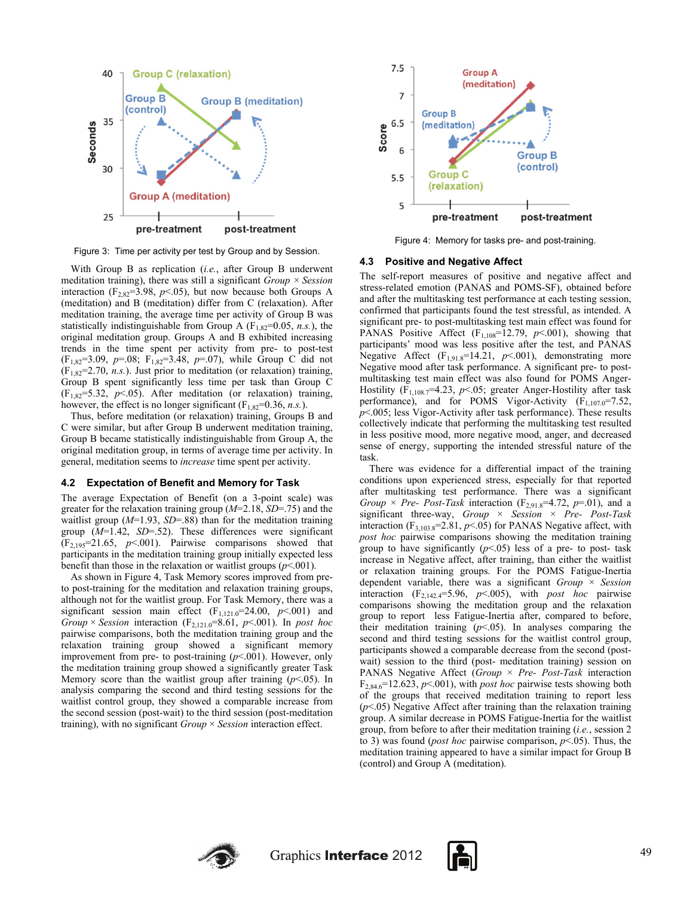Figure 3: Time per activity per test by Group and by Session.

With Group B as replication (*i.e.*, after Group B underwent meditation training), there was still a significant *Group* × *Session* interaction ($F_{2,82}$=3.98, $p$<.05), but now because both Groups A (meditation) and B (meditation) differ from C (relaxation). After meditation training, the average time per activity of Group B was statistically indistinguishable from Group A ($F_{1,82}$=0.05, *n.s.*), the original meditation group. Groups A and B exhibited increasing trends in the time spent per activity from pre- to post-test ($F_{1,82}$=3.09, $p$=.08; $F_{1,82}$=3.48, $p$=.07), while Group C did not ($F_{1,82}$=2.70, *n.s.*). Just prior to meditation (or relaxation) training, Group B spent significantly less time per task than Group C ($F_{1,82}$=5.32, $p$<.05). After meditation (or relaxation) training, however, the effect is no longer significant ($F_{1,82}$=0.36, *n.s.*).

Thus, before meditation (or relaxation) training, Groups B and C were similar, but after Group B underwent meditation training, Group B became statistically indistinguishable from Group A, the original meditation group, in terms of average time per activity. In general, meditation seems to *increase* time spent per activity.

## 4.2 Expectation of Benefit and Memory for Task

The average Expectation of Benefit (on a 3-point scale) was greater for the relaxation training group ($M$=2.18, $SD$=.75) and the waitlist group ($M$=1.93, $SD$=.88) than for the meditation training group ($M$=1.42, $SD$=.52). These differences were significant ($F_{2,195}$=21.65, $p$<.001). Pairwise comparisons showed that participants in the meditation training group initially expected less benefit than those in the relaxation or waitlist groups ($p$<.001).

As shown in Figure 4, Task Memory scores improved from pre- to post-training for the meditation and relaxation training groups, although not for the waitlist group. For Task Memory, there was a significant session main effect ($F_{1,121.0}$=24.00, $p$<.001) and *Group* × *Session* interaction ($F_{2,121.0}$=8.61, $p$<.001). In *post hoc* pairwise comparisons, both the meditation training group and the relaxation training group showed a significant memory improvement from pre- to post-training ($p$<.001). However, only the meditation training group showed a significantly greater Task Memory score than the waitlist group after training ($p$<.05). In analysis comparing the second and third testing sessions for the waitlist control group, they showed a comparable increase from the second session (post-wait) to the third session (post-meditation training), with no significant *Group* × *Session* interaction effect.

Figure 4: Memory for tasks pre- and post-training.

## 4.3 Positive and Negative Affect

The self-report measures of positive and negative affect and stress-related emotion (PANAS and POMS-SF), obtained before and after the multitasking test performance at each testing session, confirmed that participants found the test stressful, as intended. A significant pre- to post-multitasking test main effect was found for PANAS Positive Affect ($F_{1,108}$=12.79, $p$<.001), showing that participants' mood was less positive after the test, and PANAS Negative Affect ($F_{1,91.8}$=14.21, $p$<.001), demonstrating more Negative mood after task performance. A significant pre- to post-multitasking test main effect was also found for POMS Anger-Hostility ($F_{1,108.7}$=4.23, $p$<.05; greater Anger-Hostility after task performance), and for POMS Vigor-Activity ($F_{1,107.0}$=7.52, $p$<.005; less Vigor-Activity after task performance). These results collectively indicate that performing the multitasking test resulted in less positive mood, more negative mood, anger, and decreased sense of energy, supporting the intended stressful nature of the task.

There was evidence for a differential impact of the training conditions upon experienced stress, especially for that reported after multitasking test performance. There was a significant *Group* × *Pre- Post-Task* interaction ($F_{2,91.8}$=4.72, $p$=.01), and a significant three-way, *Group* × *Session* × *Pre- Post-Task* interaction ($F_{3,103.8}$=2.81, $p$<.05) for PANAS Negative affect, with *post hoc* pairwise comparisons showing the meditation training group to have significantly ($p$<.05) less of a pre- to post- task increase in Negative affect, after training, than either the waitlist or relaxation training groups. For the POMS Fatigue-Inertia dependent variable, there was a significant *Group* × *Session* interaction ($F_{2,142.4}$=5.96, $p$<.005), with *post hoc* pairwise comparisons showing the meditation group and the relaxation group to report less Fatigue-Inertia after, compared to before, their meditation training ($p$<.05). In analyses comparing the second and third testing sessions for the waitlist control group, participants showed a comparable decrease from the second (post-wait) session to the third (post- meditation training) session on PANAS Negative Affect (*Group* × *Pre- Post-Task* interaction $F_{2,84.6}$=12.623, $p$<.001), with *post hoc* pairwise tests showing both of the groups that received meditation training to report less ($p$<.05) Negative Affect after training than the relaxation training group. A similar decrease in POMS Fatigue-Inertia for the waitlist group, from before to after their meditation training (*i.e.*, session 2 to 3) was found (*post hoc* pairwise comparison, $p$<.05). Thus, the meditation training appeared to have a similar impact for Group B (control) and Group A (meditation).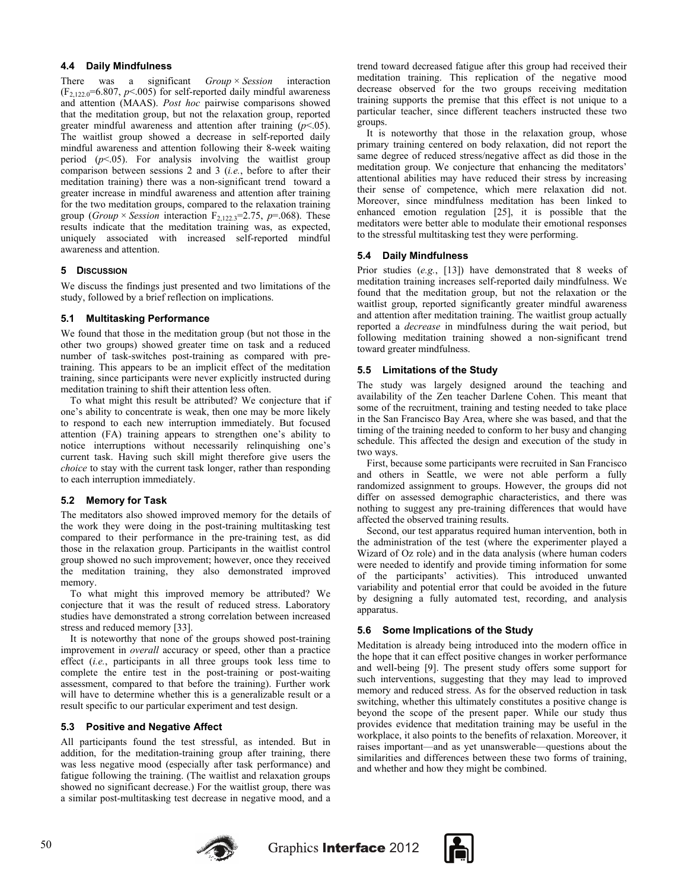### 4.4 Daily Mindfulness

There was a significant *Group* × *Session* interaction ($F_{2,122.0}$=6.807, $p$<.005) for self-reported daily mindful awareness and attention (MAAS). *Post hoc* pairwise comparisons showed that the meditation group, but not the relaxation group, reported greater mindful awareness and attention after training ($p$<.05). The waitlist group showed a decrease in self-reported daily mindful awareness and attention following their 8-week waiting period ($p$<.05). For analysis involving the waitlist group comparison between sessions 2 and 3 (*i.e.*, before to after their meditation training) there was a non-significant trend toward a greater increase in mindful awareness and attention after training for the two meditation groups, compared to the relaxation training group (*Group* × *Session* interaction $F_{2,122.3}$=2.75, $p$=.068). These results indicate that the meditation training was, as expected, uniquely associated with increased self-reported mindful awareness and attention.

## 5 Discussion

We discuss the findings just presented and two limitations of the study, followed by a brief reflection on implications.

### 5.1 Multitasking Performance

We found that those in the meditation group (but not those in the other two groups) showed greater time on task and a reduced number of task-switches post-training as compared with pre-training. This appears to be an implicit effect of the meditation training, since participants were never explicitly instructed during meditation training to shift their attention less often.

To what might this result be attributed? We conjecture that if one's ability to concentrate is weak, then one may be more likely to respond to each new interruption immediately. But focused attention (FA) training appears to strengthen one's ability to notice interruptions without necessarily relinquishing one's current task. Having such skill might therefore give users the *choice* to stay with the current task longer, rather than responding to each interruption immediately.

### 5.2 Memory for Task

The meditators also showed improved memory for the details of the work they were doing in the post-training multitasking test compared to their performance in the pre-training test, as did those in the relaxation group. Participants in the waitlist control group showed no such improvement; however, once they received the meditation training, they also demonstrated improved memory.

To what might this improved memory be attributed? We conjecture that it was the result of reduced stress. Laboratory studies have demonstrated a strong correlation between increased stress and reduced memory [33].

It is noteworthy that none of the groups showed post-training improvement in *overall* accuracy or speed, other than a practice effect (*i.e.*, participants in all three groups took less time to complete the entire test in the post-training or post-waiting assessment, compared to that before the training). Further work will have to determine whether this is a generalizable result or a result specific to our particular experiment and test design.

### 5.3 Positive and Negative Affect

All participants found the test stressful, as intended. But in addition, for the meditation-training group after training, there was less negative mood (especially after task performance) and fatigue following the training. (The waitlist and relaxation groups showed no significant decrease.) For the waitlist group, there was a similar post-multitasking test decrease in negative mood, and a trend toward decreased fatigue after this group had received their meditation training. This replication of the negative mood decrease observed for the two groups receiving meditation training supports the premise that this effect is not unique to a particular teacher, since different teachers instructed these two groups.

It is noteworthy that those in the relaxation group, whose primary training centered on body relaxation, did not report the same degree of reduced stress/negative affect as did those in the meditation group. We conjecture that enhancing the meditators' attentional abilities may have reduced their stress by increasing their sense of competence, which mere relaxation did not. Moreover, since mindfulness meditation has been linked to enhanced emotion regulation [25], it is possible that the meditators were better able to modulate their emotional responses to the stressful multitasking test they were performing.

### 5.4 Daily Mindfulness

Prior studies (*e.g.*, [13]) have demonstrated that 8 weeks of meditation training increases self-reported daily mindfulness. We found that the meditation group, but not the relaxation or the waitlist group, reported significantly greater mindful awareness and attention after meditation training. The waitlist group actually reported a *decrease* in mindfulness during the wait period, but following meditation training showed a non-significant trend toward greater mindfulness.

### 5.5 Limitations of the Study

The study was largely designed around the teaching and availability of the Zen teacher Darlene Cohen. This meant that some of the recruitment, training and testing needed to take place in the San Francisco Bay Area, where she was based, and that the timing of the training needed to conform to her busy and changing schedule. This affected the design and execution of the study in two ways.

First, because some participants were recruited in San Francisco and others in Seattle, we were not able perform a fully randomized assignment to groups. However, the groups did not differ on assessed demographic characteristics, and there was nothing to suggest any pre-training differences that would have affected the observed training results.

Second, our test apparatus required human intervention, both in the administration of the test (where the experimenter played a Wizard of Oz role) and in the data analysis (where human coders were needed to identify and provide timing information for some of the participants' activities). This introduced unwanted variability and potential error that could be avoided in the future by designing a fully automated test, recording, and analysis apparatus.

### 5.6 Some Implications of the Study

Meditation is already being introduced into the modern office in the hope that it can effect positive changes in worker performance and well-being [9]. The present study offers some support for such interventions, suggesting that they may lead to improved memory and reduced stress. As for the observed reduction in task switching, whether this ultimately constitutes a positive change is beyond the scope of the present paper. While our study thus provides evidence that meditation training may be useful in the workplace, it also points to the benefits of relaxation. Moreover, it raises important—and as yet unanswerable—questions about the similarities and differences between these two forms of training, and whether and how they might be combined.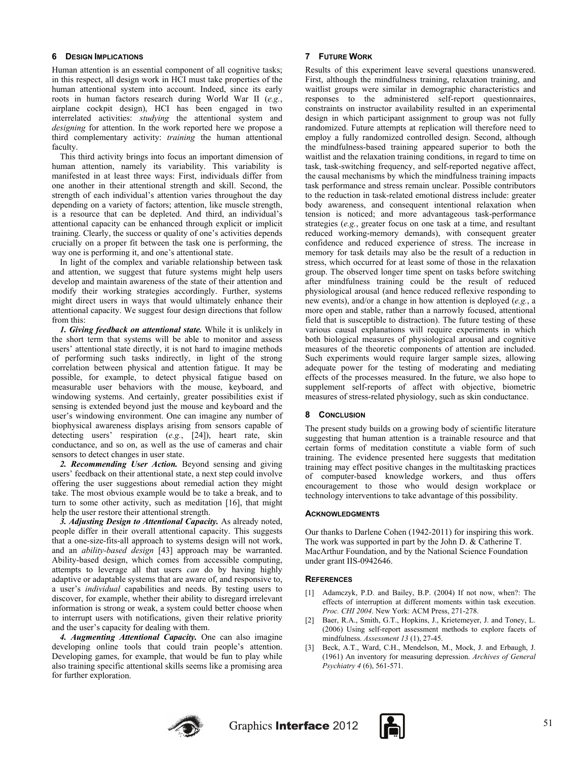## 6 Design Implications

Human attention is an essential component of all cognitive tasks; in this respect, all design work in HCI must take properties of the human attentional system into account. Indeed, since its early roots in human factors research during World War II (*e.g.*, airplane cockpit design), HCI has been engaged in two interrelated activities: *studying* the attentional system and *designing* for attention. In the work reported here we propose a third complementary activity: *training* the human attentional faculty.

This third activity brings into focus an important dimension of human attention, namely its variability. This variability is manifested in at least three ways: First, individuals differ from one another in their attentional strength and skill. Second, the strength of each individual's attention varies throughout the day depending on a variety of factors; attention, like muscle strength, is a resource that can be depleted. And third, an individual's attentional capacity can be enhanced through explicit or implicit training. Clearly, the success or quality of one's activities depends crucially on a proper fit between the task one is performing, the way one is performing it, and one's attentional state.

In light of the complex and variable relationship between task and attention, we suggest that future systems might help users develop and maintain awareness of the state of their attention and modify their working strategies accordingly. Further, systems might direct users in ways that would ultimately enhance their attentional capacity. We suggest four design directions that follow from this:

***1. Giving feedback on attentional state.*** While it is unlikely in the short term that systems will be able to monitor and assess users' attentional state directly, it is not hard to imagine methods of performing such tasks indirectly, in light of the strong correlation between physical and attention fatigue. It may be possible, for example, to detect physical fatigue based on measurable user behaviors with the mouse, keyboard, and windowing systems. And certainly, greater possibilities exist if sensing is extended beyond just the mouse and keyboard and the user's windowing environment. One can imagine any number of biophysical awareness displays arising from sensors capable of detecting users' respiration (*e.g.*, [24]), heart rate, skin conductance, and so on, as well as the use of cameras and chair sensors to detect changes in user state.

***2. Recommending User Action.*** Beyond sensing and giving users' feedback on their attentional state, a next step could involve offering the user suggestions about remedial action they might take. The most obvious example would be to take a break, and to turn to some other activity, such as meditation [16], that might help the user restore their attentional strength.

***3. Adjusting Design to Attentional Capacity.*** As already noted, people differ in their overall attentional capacity. This suggests that a one-size-fits-all approach to systems design will not work, and an *ability-based design* [43] approach may be warranted. Ability-based design, which comes from accessible computing, attempts to leverage all that users *can* do by having highly adaptive or adaptable systems that are aware of, and responsive to, a user's *individual* capabilities and needs. By testing users to discover, for example, whether their ability to disregard irrelevant information is strong or weak, a system could better choose when to interrupt users with notifications, given their relative priority and the user's capacity for dealing with them.

***4. Augmenting Attentional Capacity.*** One can also imagine developing online tools that could train people's attention. Developing games, for example, that would be fun to play while also training specific attentional skills seems like a promising area for further exploration.

## 7 Future Work

Results of this experiment leave several questions unanswered. First, although the mindfulness training, relaxation training, and waitlist groups were similar in demographic characteristics and responses to the administered self-report questionnaires, constraints on instructor availability resulted in an experimental design in which participant assignment to group was not fully randomized. Future attempts at replication will therefore need to employ a fully randomized controlled design. Second, although the mindfulness-based training appeared superior to both the waitlist and the relaxation training conditions, in regard to time on task, task-switching frequency, and self-reported negative affect, the causal mechanisms by which the mindfulness training impacts task performance and stress remain unclear. Possible contributors to the reduction in task-related emotional distress include: greater body awareness, and consequent intentional relaxation when tension is noticed; and more advantageous task-performance strategies (*e.g.*, greater focus on one task at a time, and resultant reduced working-memory demands), with consequent greater confidence and reduced experience of stress. The increase in memory for task details may also be the result of a reduction in stress, which occurred for at least some of those in the relaxation group. The observed longer time spent on tasks before switching after mindfulness training could be the result of reduced physiological arousal (and hence reduced reflexive responding to new events), and/or a change in how attention is deployed (*e.g.*, a more open and stable, rather than a narrowly focused, attentional field that is susceptible to distraction). The future testing of these various causal explanations will require experiments in which both biological measures of physiological arousal and cognitive measures of the theoretic components of attention are included. Such experiments would require larger sample sizes, allowing adequate power for the testing of moderating and mediating effects of the processes measured. In the future, we also hope to supplement self-reports of affect with objective, biometric measures of stress-related physiology, such as skin conductance.

## 8 Conclusion

The present study builds on a growing body of scientific literature suggesting that human attention is a trainable resource and that certain forms of meditation constitute a viable form of such training. The evidence presented here suggests that meditation training may effect positive changes in the multitasking practices of computer-based knowledge workers, and thus offers encouragement to those who would design workplace or technology interventions to take advantage of this possibility.

## Acknowledgments

Our thanks to Darlene Cohen (1942-2011) for inspiring this work. The work was supported in part by the John D. & Catherine T. MacArthur Foundation, and by the National Science Foundation under grant IIS-0942646.

## References

[1] Adamczyk, P.D. and Bailey, B.P. (2004) If not now, when?: The effects of interruption at different moments within task execution. *Proc. CHI 2004*. New York: ACM Press, 271-278.

[2] Baer, R.A., Smith, G.T., Hopkins, J., Krietemeyer, J. and Toney, L. (2006) Using self-report assessment methods to explore facets of mindfulness. *Assessment 13* (1), 27-45.

[3] Beck, A.T., Ward, C.H., Mendelson, M., Mock, J. and Erbaugh, J. (1961) An inventory for measuring depression. *Archives of General Psychiatry 4* (6), 561-571.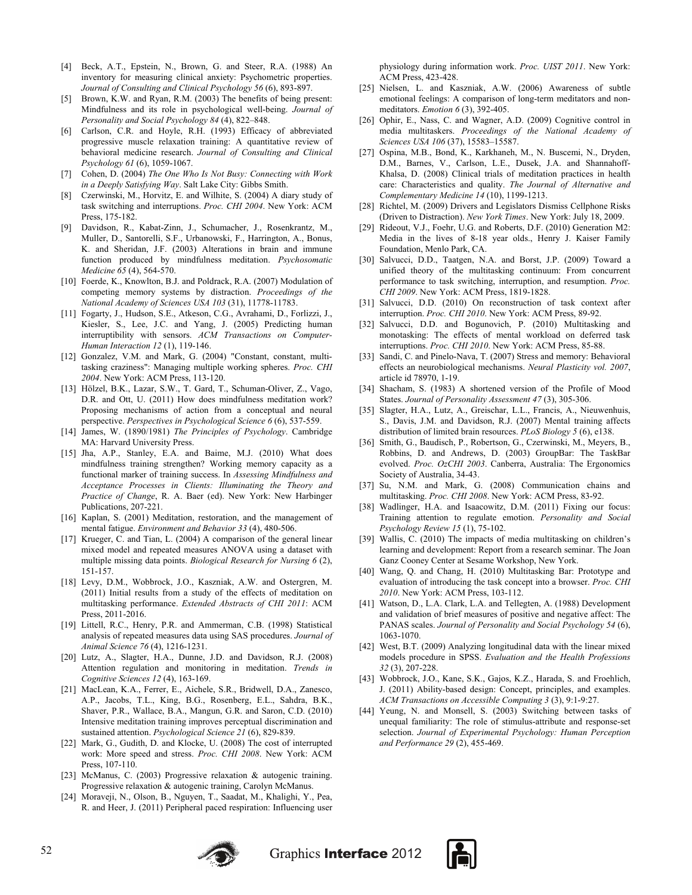[4] Beck, A.T., Epstein, N., Brown, G. and Steer, R.A. (1988) An inventory for measuring clinical anxiety: Psychometric properties. *Journal of Consulting and Clinical Psychology 56* (6), 893-897.

[5] Brown, K.W. and Ryan, R.M. (2003) The benefits of being present: Mindfulness and its role in psychological well-being. *Journal of Personality and Social Psychology 84* (4), 822–848.

[6] Carlson, C.R. and Hoyle, R.H. (1993) Efficacy of abbreviated progressive muscle relaxation training: A quantitative review of behavioral medicine research. *Journal of Consulting and Clinical Psychology 61* (6), 1059-1067.

[7] Cohen, D. (2004) *The One Who Is Not Busy: Connecting with Work in a Deeply Satisfying Way*. Salt Lake City: Gibbs Smith.

[8] Czerwinski, M., Horvitz, E. and Wilhite, S. (2004) A diary study of task switching and interruptions. *Proc. CHI 2004*. New York: ACM Press, 175-182.

[9] Davidson, R., Kabat-Zinn, J., Schumacher, J., Rosenkrantz, M., Muller, D., Santorelli, S.F., Urbanowski, F., Harrington, A., Bonus, K. and Sheridan, J.F. (2003) Alterations in brain and immune function produced by mindfulness meditation. *Psychosomatic Medicine 65* (4), 564-570.

[10] Foerde, K., Knowlton, B.J. and Poldrack, R.A. (2007) Modulation of competing memory systems by distraction. *Proceedings of the National Academy of Sciences USA 103* (31), 11778-11783.

[11] Fogarty, J., Hudson, S.E., Atkeson, C.G., Avrahami, D., Forlizzi, J., Kiesler, S., Lee, J.C. and Yang, J. (2005) Predicting human interruptibility with sensors. *ACM Transactions on Computer-Human Interaction 12* (1), 119-146.

[12] Gonzalez, V.M. and Mark, G. (2004) "Constant, constant, multi-tasking craziness": Managing multiple working spheres. *Proc. CHI 2004*. New York: ACM Press, 113-120.

[13] Hölzel, B.K., Lazar, S.W., T. Gard, T., Schuman-Oliver, Z., Vago, D.R. and Ott, U. (2011) How does mindfulness meditation work? Proposing mechanisms of action from a conceptual and neural perspective. *Perspectives in Psychological Science 6* (6), 537-559.

[14] James, W. (1890/1981) *The Principles of Psychology*. Cambridge MA: Harvard University Press.

[15] Jha, A.P., Stanley, E.A. and Baime, M.J. (2010) What does mindfulness training strengthen? Working memory capacity as a functional marker of training success. In *Assessing Mindfulness and Acceptance Processes in Clients: Illuminating the Theory and Practice of Change*, R. A. Baer (ed). New York: New Harbinger Publications, 207-221.

[16] Kaplan, S. (2001) Meditation, restoration, and the management of mental fatigue. *Environment and Behavior 33* (4), 480-506.

[17] Krueger, C. and Tian, L. (2004) A comparison of the general linear mixed model and repeated measures ANOVA using a dataset with multiple missing data points. *Biological Research for Nursing 6* (2), 151-157.

[18] Levy, D.M., Wobbrock, J.O., Kaszniak, A.W. and Ostergren, M. (2011) Initial results from a study of the effects of meditation on multitasking performance. *Extended Abstracts of CHI 2011*: ACM Press, 2011-2016.

[19] Littell, R.C., Henry, P.R. and Ammerman, C.B. (1998) Statistical analysis of repeated measures data using SAS procedures. *Journal of Animal Science 76* (4), 1216-1231.

[20] Lutz, A., Slagter, H.A., Dunne, J.D. and Davidson, R.J. (2008) Attention regulation and monitoring in meditation. *Trends in Cognitive Sciences 12* (4), 163-169.

[21] MacLean, K.A., Ferrer, E., Aichele, S.R., Bridwell, D.A., Zanesco, A.P., Jacobs, T.L., King, B.G., Rosenberg, E.L., Sahdra, B.K., Shaver, P.R., Wallace, B.A., Mangun, G.R. and Saron, C.D. (2010) Intensive meditation training improves perceptual discrimination and sustained attention. *Psychological Science 21* (6), 829-839.

[22] Mark, G., Gudith, D. and Klocke, U. (2008) The cost of interrupted work: More speed and stress. *Proc. CHI 2008*. New York: ACM Press, 107-110.

[23] McManus, C. (2003) Progressive relaxation & autogenic training. Progressive relaxation & autogenic training, Carolyn McManus.

[24] Moraveji, N., Olson, B., Nguyen, T., Saadat, M., Khalighi, Y., Pea, R. and Heer, J. (2011) Peripheral paced respiration: Influencing user physiology during information work. *Proc. UIST 2011*. New York: ACM Press, 423-428.

[25] Nielsen, L. and Kaszniak, A.W. (2006) Awareness of subtle emotional feelings: A comparison of long-term meditators and non-meditators. *Emotion 6* (3), 392-405.

[26] Ophir, E., Nass, C. and Wagner, A.D. (2009) Cognitive control in media multitaskers. *Proceedings of the National Academy of Sciences USA 106* (37), 15583–15587.

[27] Ospina, M.B., Bond, K., Karkhaneh, M., N. Buscemi, N., Dryden, D.M., Barnes, V., Carlson, L.E., Dusek, J.A. and Shannahoff-Khalsa, D. (2008) Clinical trials of meditation practices in health care: Characteristics and quality. *The Journal of Alternative and Complementary Medicine 14* (10), 1199-1213.

[28] Richtel, M. (2009) Drivers and Legislators Dismiss Cellphone Risks (Driven to Distraction). *New York Times*. New York: July 18, 2009.

[29] Rideout, V.J., Foehr, U.G. and Roberts, D.F. (2010) Generation M2: Media in the lives of 8-18 year olds., Henry J. Kaiser Family Foundation, Menlo Park, CA.

[30] Salvucci, D.D., Taatgen, N.A. and Borst, J.P. (2009) Toward a unified theory of the multitasking continuum: From concurrent performance to task switching, interruption, and resumption. *Proc. CHI 2009*. New York: ACM Press, 1819-1828.

[31] Salvucci, D.D. (2010) On reconstruction of task context after interruption. *Proc. CHI 2010*. New York: ACM Press, 89-92.

[32] Salvucci, D.D. and Bogunovich, P. (2010) Multitasking and monotasking: The effects of mental workload on deferred task interruptions. *Proc. CHI 2010*. New York: ACM Press, 85-88.

[33] Sandi, C. and Pinelo-Nava, T. (2007) Stress and memory: Behavioral effects an neurobiological mechanisms. *Neural Plasticity vol. 2007*, article id 78970, 1-19.

[34] Shacham, S. (1983) A shortened version of the Profile of Mood States. *Journal of Personality Assessment 47* (3), 305-306.

[35] Slagter, H.A., Lutz, A., Greischar, L.L., Francis, A., Nieuwenhuis, S., Davis, J.M. and Davidson, R.J. (2007) Mental training affects distribution of limited brain resources. *PLoS Biology 5* (6), e138.

[36] Smith, G., Baudisch, P., Robertson, G., Czerwinski, M., Meyers, B., Robbins, D. and Andrews, D. (2003) GroupBar: The TaskBar evolved. *Proc. OzCHI 2003*. Canberra, Australia: The Ergonomics Society of Australia, 34-43.

[37] Su, N.M. and Mark, G. (2008) Communication chains and multitasking. *Proc. CHI 2008*. New York: ACM Press, 83-92.

[38] Wadlinger, H.A. and Isaacowitz, D.M. (2011) Fixing our focus: Training attention to regulate emotion. *Personality and Social Psychology Review 15* (1), 75-102.

[39] Wallis, C. (2010) The impacts of media multitasking on children's learning and development: Report from a research seminar. The Joan Ganz Cooney Center at Sesame Workshop, New York.

[40] Wang, Q. and Chang, H. (2010) Multitasking Bar: Prototype and evaluation of introducing the task concept into a browser. *Proc. CHI 2010*. New York: ACM Press, 103-112.

[41] Watson, D., L.A. Clark, L.A. and Tellegten, A. (1988) Development and validation of brief measures of positive and negative affect: The PANAS scales. *Journal of Personality and Social Psychology 54* (6), 1063-1070.

[42] West, B.T. (2009) Analyzing longitudinal data with the linear mixed models procedure in SPSS. *Evaluation and the Health Professions 32* (3), 207-228.

[43] Wobbrock, J.O., Kane, S.K., Gajos, K.Z., Harada, S. and Froehlich, J. (2011) Ability-based design: Concept, principles, and examples. *ACM Transactions on Accessible Computing 3* (3), 9:1-9:27.

[44] Yeung, N. and Monsell, S. (2003) Switching between tasks of unequal familiarity: The role of stimulus-attribute and response-set selection. *Journal of Experimental Psychology: Human Perception and Performance 29* (2), 455-469.